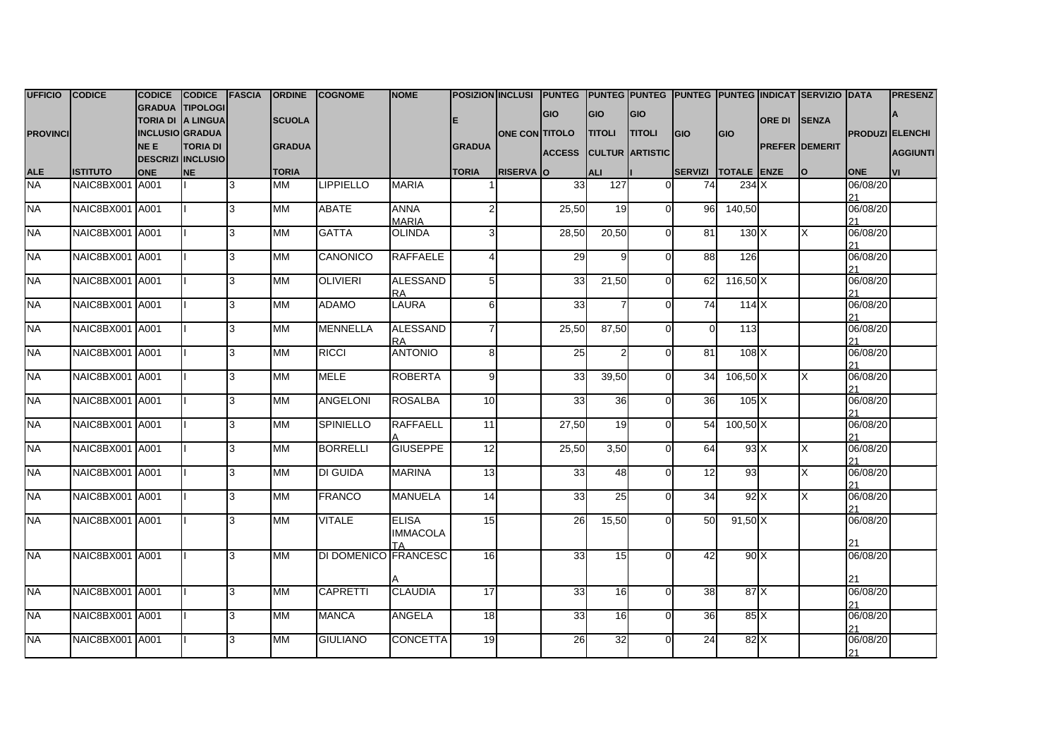| UFFICIO PROVINCIALE | CODICE ISTITUTO | CODICE GRADUATORIA DI INCLUSIONE E DESCRIZIONE | CODICE TIPOLOGIA LINGUA GRADUATORIA DI INCLUSIONE | FASCIA | ORDINE SCUOLA GRADUATORIA | COGNOME | NOME | POSIZIONE GRADUATORIA | INCLUSIONE CON RISERVA | PUNTEGGIO TITOLO ACCESSO | PUNTEGGIO TITOLI CULTURALI | PUNTEGGIO TITOLI ARTISTICI | PUNTEGGIO SERVIZI | PUNTEGGIO TOTALE | INDICATORE DI PREFERENZE | SERVIZIO SENZA DEMERITO | DATA PRODUZIONE | PRESENZA ELENCHI AGGIUNTIVI |
|---|---|---|---|---|---|---|---|---|---|---|---|---|---|---|---|---|---|---|
| NA | NAIC8BX001 | A001 | I | 3 | MM | LIPPIELLO | MARIA | 1 | | 33 | 127 | 0 | 74 | 234 | X | | 06/08/2021 | |
| NA | NAIC8BX001 | A001 | I | 3 | MM | ABATE | ANNA MARIA | 2 | | 25,50 | 19 | 0 | 96 | 140,50 | | | 06/08/2021 | |
| NA | NAIC8BX001 | A001 | I | 3 | MM | GATTA | OLINDA | 3 | | 28,50 | 20,50 | 0 | 81 | 130 | X | X | 06/08/2021 | |
| NA | NAIC8BX001 | A001 | I | 3 | MM | CANONICO | RAFFAELE | 4 | | 29 | 9 | 0 | 88 | 126 | | | 06/08/2021 | |
| NA | NAIC8BX001 | A001 | I | 3 | MM | OLIVIERI | ALESSANDRA | 5 | | 33 | 21,50 | 0 | 62 | 116,50 | X | | 06/08/2021 | |
| NA | NAIC8BX001 | A001 | I | 3 | MM | ADAMO | LAURA | 6 | | 33 | 7 | 0 | 74 | 114 | X | | 06/08/2021 | |
| NA | NAIC8BX001 | A001 | I | 3 | MM | MENNELLA | ALESSANDRA | 7 | | 25,50 | 87,50 | 0 | 0 | 113 | | | 06/08/2021 | |
| NA | NAIC8BX001 | A001 | I | 3 | MM | RICCI | ANTONIO | 8 | | 25 | 2 | 0 | 81 | 108 | X | | 06/08/2021 | |
| NA | NAIC8BX001 | A001 | I | 3 | MM | MELE | ROBERTA | 9 | | 33 | 39,50 | 0 | 34 | 106,50 | X | X | 06/08/2021 | |
| NA | NAIC8BX001 | A001 | I | 3 | MM | ANGELONI | ROSALBA | 10 | | 33 | 36 | 0 | 36 | 105 | X | | 06/08/2021 | |
| NA | NAIC8BX001 | A001 | I | 3 | MM | SPINIELLO | RAFFAELLA | 11 | | 27,50 | 19 | 0 | 54 | 100,50 | X | | 06/08/2021 | |
| NA | NAIC8BX001 | A001 | I | 3 | MM | BORRELLI | GIUSEPPE | 12 | | 25,50 | 3,50 | 0 | 64 | 93 | X | X | 06/08/2021 | |
| NA | NAIC8BX001 | A001 | I | 3 | MM | DI GUIDA | MARINA | 13 | | 33 | 48 | 0 | 12 | 93 | | X | 06/08/2021 | |
| NA | NAIC8BX001 | A001 | I | 3 | MM | FRANCO | MANUELA | 14 | | 33 | 25 | 0 | 34 | 92 | X | X | 06/08/2021 | |
| NA | NAIC8BX001 | A001 | I | 3 | MM | VITALE | ELISA IMMACOLATA | 15 | | 26 | 15,50 | 0 | 50 | 91,50 | X | | 06/08/2021 | |
| NA | NAIC8BX001 | A001 | I | 3 | MM | DI DOMENICO | FRANCESCA | 16 | | 33 | 15 | 0 | 42 | 90 | X | | 06/08/2021 | |
| NA | NAIC8BX001 | A001 | I | 3 | MM | CAPRETTI | CLAUDIA | 17 | | 33 | 16 | 0 | 38 | 87 | X | | 06/08/2021 | |
| NA | NAIC8BX001 | A001 | I | 3 | MM | MANCA | ANGELA | 18 | | 33 | 16 | 0 | 36 | 85 | X | | 06/08/2021 | |
| NA | NAIC8BX001 | A001 | I | 3 | MM | GIULIANO | CONCETTA | 19 | | 26 | 32 | 0 | 24 | 82 | X | | 06/08/2021 | |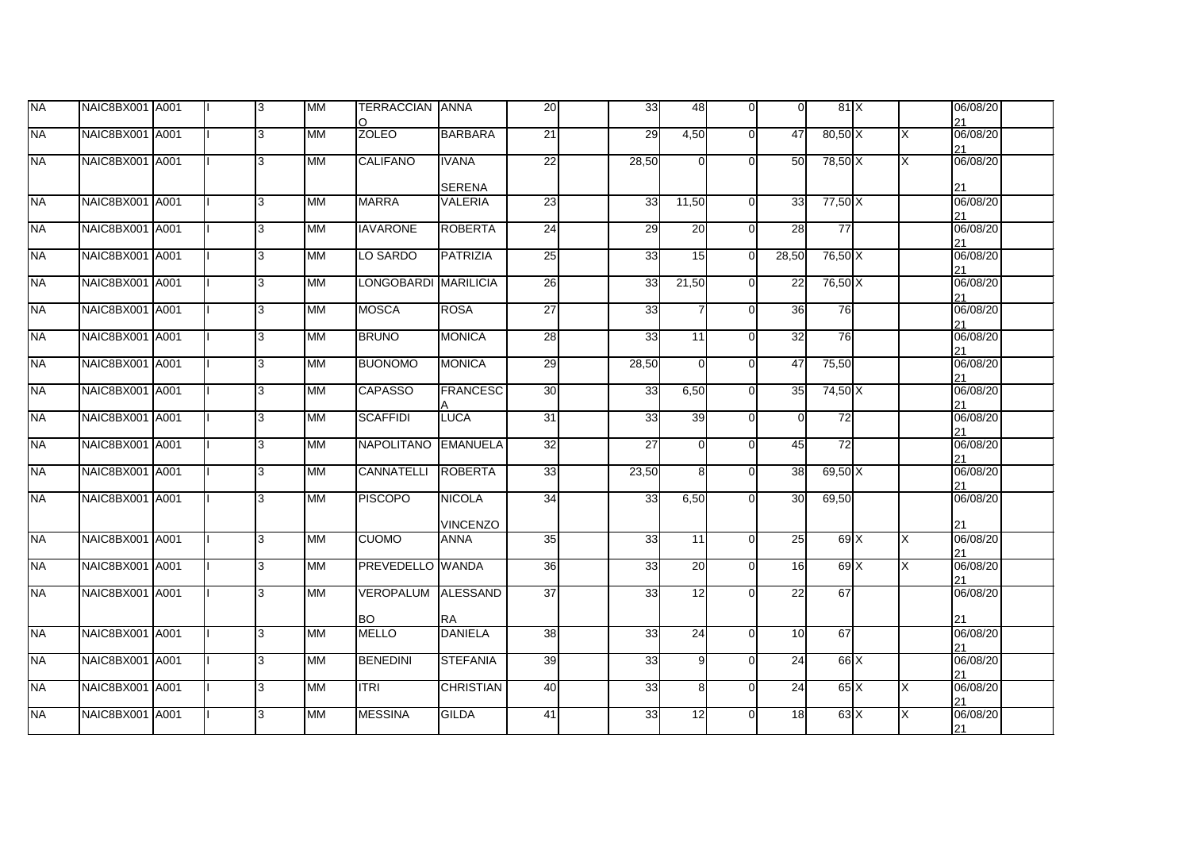| NA | NAIC8BX001 | A001 | I | 3 | MM | TERRACCIANO | ANNA | 20 | | 33 | 48 | 0 | 0 | 81 | X | | 06/08/2021 | |
|---|---|---|---|---|---|---|---|---|---|---|---|---|---|---|---|---|---|---|
| NA | NAIC8BX001 | A001 | I | 3 | MM | ZOLEO | BARBARA | 21 | | 29 | 4,50 | 0 | 47 | 80,50 | X | X | 06/08/2021 | |
| NA | NAIC8BX001 | A001 | I | 3 | MM | CALIFANO | IVANA SERENA | 22 | | 28,50 | 0 | 0 | 50 | 78,50 | X | X | 06/08/2021 | |
| NA | NAIC8BX001 | A001 | I | 3 | MM | MARRA | VALERIA | 23 | | 33 | 11,50 | 0 | 33 | 77,50 | X | | 06/08/2021 | |
| NA | NAIC8BX001 | A001 | I | 3 | MM | IAVARONE | ROBERTA | 24 | | 29 | 20 | 0 | 28 | 77 | | | 06/08/2021 | |
| NA | NAIC8BX001 | A001 | I | 3 | MM | LO SARDO | PATRIZIA | 25 | | 33 | 15 | 0 | 28,50 | 76,50 | X | | 06/08/2021 | |
| NA | NAIC8BX001 | A001 | I | 3 | MM | LONGOBARDI | MARILICIA | 26 | | 33 | 21,50 | 0 | 22 | 76,50 | X | | 06/08/2021 | |
| NA | NAIC8BX001 | A001 | I | 3 | MM | MOSCA | ROSA | 27 | | 33 | 7 | 0 | 36 | 76 | | | 06/08/2021 | |
| NA | NAIC8BX001 | A001 | I | 3 | MM | BRUNO | MONICA | 28 | | 33 | 11 | 0 | 32 | 76 | | | 06/08/2021 | |
| NA | NAIC8BX001 | A001 | I | 3 | MM | BUONOMO | MONICA | 29 | | 28,50 | 0 | 0 | 47 | 75,50 | | | 06/08/2021 | |
| NA | NAIC8BX001 | A001 | I | 3 | MM | CAPASSO | FRANCESCA | 30 | | 33 | 6,50 | 0 | 35 | 74,50 | X | | 06/08/2021 | |
| NA | NAIC8BX001 | A001 | I | 3 | MM | SCAFFIDI | LUCA | 31 | | 33 | 39 | 0 | 0 | 72 | | | 06/08/2021 | |
| NA | NAIC8BX001 | A001 | I | 3 | MM | NAPOLITANO | EMANUELA | 32 | | 27 | 0 | 0 | 45 | 72 | | | 06/08/2021 | |
| NA | NAIC8BX001 | A001 | I | 3 | MM | CANNATELLI | ROBERTA | 33 | | 23,50 | 8 | 0 | 38 | 69,50 | X | | 06/08/2021 | |
| NA | NAIC8BX001 | A001 | I | 3 | MM | PISCOPO | NICOLA VINCENZO | 34 | | 33 | 6,50 | 0 | 30 | 69,50 | | | 06/08/2021 | |
| NA | NAIC8BX001 | A001 | I | 3 | MM | CUOMO | ANNA | 35 | | 33 | 11 | 0 | 25 | 69 | X | X | 06/08/2021 | |
| NA | NAIC8BX001 | A001 | I | 3 | MM | PREVEDELLO | WANDA | 36 | | 33 | 20 | 0 | 16 | 69 | X | X | 06/08/2021 | |
| NA | NAIC8BX001 | A001 | I | 3 | MM | VEROPALUMBO | ALESSANDRA | 37 | | 33 | 12 | 0 | 22 | 67 | | | 06/08/2021 | |
| NA | NAIC8BX001 | A001 | I | 3 | MM | MELLO | DANIELA | 38 | | 33 | 24 | 0 | 10 | 67 | | | 06/08/2021 | |
| NA | NAIC8BX001 | A001 | I | 3 | MM | BENEDINI | STEFANIA | 39 | | 33 | 9 | 0 | 24 | 66 | X | | 06/08/2021 | |
| NA | NAIC8BX001 | A001 | I | 3 | MM | ITRI | CHRISTIAN | 40 | | 33 | 8 | 0 | 24 | 65 | X | X | 06/08/2021 | |
| NA | NAIC8BX001 | A001 | I | 3 | MM | MESSINA | GILDA | 41 | | 33 | 12 | 0 | 18 | 63 | X | X | 06/08/2021 | |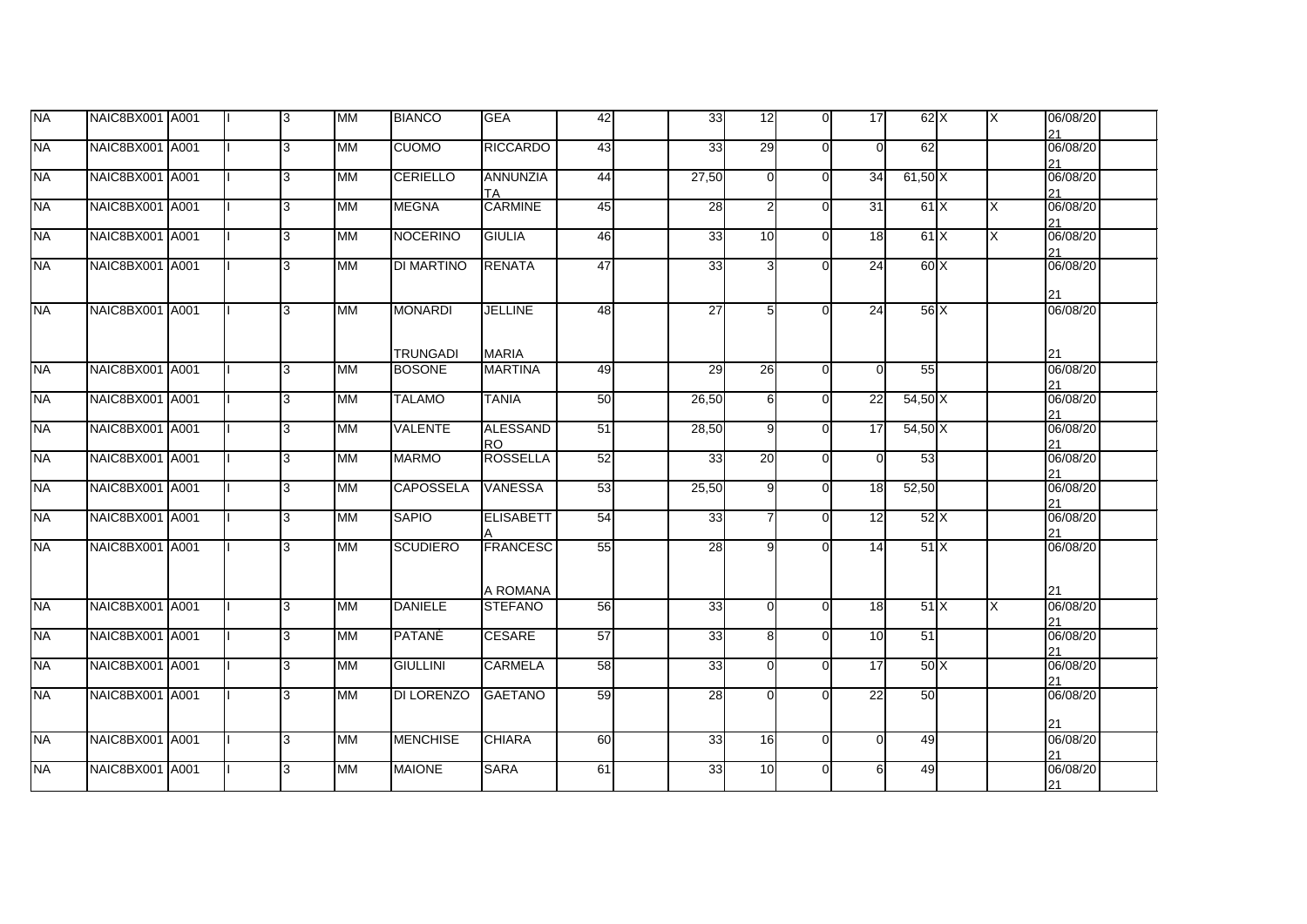| | | | | | | | | | | | | | | | | | | | |
|---|---|---|---|---|---|---|---|---|---|---|---|---|---|---|---|---|---|---|---|
| NA | NAIC8BX001 | A001 | I | | 3 | MM | BIANCO | GEA | 42 | | 33 | 12 | 0 | 17 | 62 | X | X | 06/08/2021 | |
| NA | NAIC8BX001 | A001 | I | | 3 | MM | CUOMO | RICCARDO | 43 | | 33 | 29 | 0 | 0 | 62 | | | 06/08/2021 | |
| NA | NAIC8BX001 | A001 | I | | 3 | MM | CERIELLO | ANNUNZIATA | 44 | | 27,50 | 0 | 0 | 34 | 61,50 | X | | 06/08/2021 | |
| NA | NAIC8BX001 | A001 | I | | 3 | MM | MEGNA | CARMINE | 45 | | 28 | 2 | 0 | 31 | 61 | X | X | 06/08/2021 | |
| NA | NAIC8BX001 | A001 | I | | 3 | MM | NOCERINO | GIULIA | 46 | | 33 | 10 | 0 | 18 | 61 | X | X | 06/08/2021 | |
| NA | NAIC8BX001 | A001 | I | | 3 | MM | DI MARTINO | RENATA | 47 | | 33 | 3 | 0 | 24 | 60 | X | | 06/08/2021 | |
| NA | NAIC8BX001 | A001 | I | | 3 | MM | MONARDI TRUNGADI | JELLINE MARIA | 48 | | 27 | 5 | 0 | 24 | 56 | X | | 06/08/2021 | |
| NA | NAIC8BX001 | A001 | I | | 3 | MM | BOSONE | MARTINA | 49 | | 29 | 26 | 0 | 0 | 55 | | | 06/08/2021 | |
| NA | NAIC8BX001 | A001 | I | | 3 | MM | TALAMO | TANIA | 50 | | 26,50 | 6 | 0 | 22 | 54,50 | X | | 06/08/2021 | |
| NA | NAIC8BX001 | A001 | I | | 3 | MM | VALENTE | ALESSANDRO | 51 | | 28,50 | 9 | 0 | 17 | 54,50 | X | | 06/08/2021 | |
| NA | NAIC8BX001 | A001 | I | | 3 | MM | MARMO | ROSSELLA | 52 | | 33 | 20 | 0 | 0 | 53 | | | 06/08/2021 | |
| NA | NAIC8BX001 | A001 | I | | 3 | MM | CAPOSSELA | VANESSA | 53 | | 25,50 | 9 | 0 | 18 | 52,50 | | | 06/08/2021 | |
| NA | NAIC8BX001 | A001 | I | | 3 | MM | SAPIO | ELISABETTA | 54 | | 33 | 7 | 0 | 12 | 52 | X | | 06/08/2021 | |
| NA | NAIC8BX001 | A001 | I | | 3 | MM | SCUDIERO | FRANCESCA ROMANA | 55 | | 28 | 9 | 0 | 14 | 51 | X | | 06/08/2021 | |
| NA | NAIC8BX001 | A001 | I | | 3 | MM | DANIELE | STEFANO | 56 | | 33 | 0 | 0 | 18 | 51 | X | X | 06/08/2021 | |
| NA | NAIC8BX001 | A001 | I | | 3 | MM | PATANÈ | CESARE | 57 | | 33 | 8 | 0 | 10 | 51 | | | 06/08/2021 | |
| NA | NAIC8BX001 | A001 | I | | 3 | MM | GIULLINI | CARMELA | 58 | | 33 | 0 | 0 | 17 | 50 | X | | 06/08/2021 | |
| NA | NAIC8BX001 | A001 | I | | 3 | MM | DI LORENZO | GAETANO | 59 | | 28 | 0 | 0 | 22 | 50 | | | 06/08/2021 | |
| NA | NAIC8BX001 | A001 | I | | 3 | MM | MENCHISE | CHIARA | 60 | | 33 | 16 | 0 | 0 | 49 | | | 06/08/2021 | |
| NA | NAIC8BX001 | A001 | I | | 3 | MM | MAIONE | SARA | 61 | | 33 | 10 | 0 | 6 | 49 | | | 06/08/2021 | |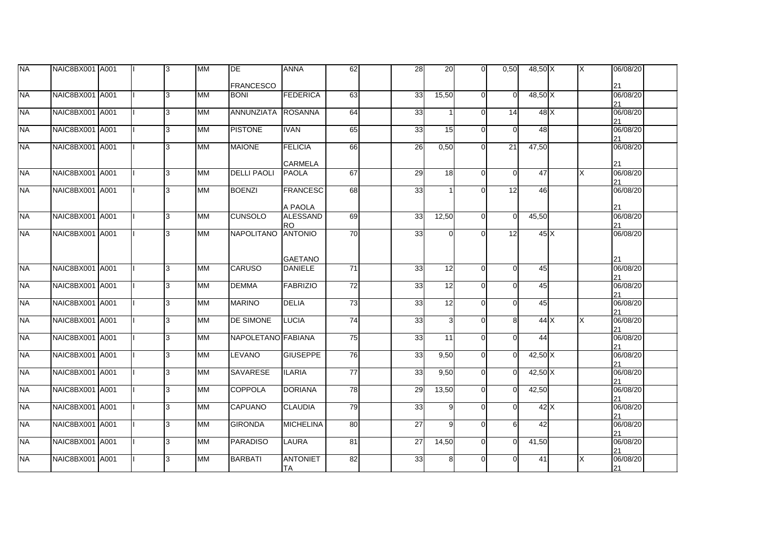| | | | | | | | | | | | | | | | | | | |
|---|---|---|---|---|---|---|---|---|---|---|---|---|---|---|---|---|---|---|
| NA | NAIC8BX001 | A001 | I | 3 | MM | DE FRANCESCO | ANNA | 62 | | 28 | 20 | 0 | 0,50 | 48,50 | X | X | 06/08/2021 | |
| NA | NAIC8BX001 | A001 | I | 3 | MM | BONI | FEDERICA | 63 | | 33 | 15,50 | 0 | 0 | 48,50 | X | | 06/08/2021 | |
| NA | NAIC8BX001 | A001 | I | 3 | MM | ANNUNZIATA | ROSANNA | 64 | | 33 | 1 | 0 | 14 | 48 | X | | 06/08/2021 | |
| NA | NAIC8BX001 | A001 | I | 3 | MM | PISTONE | IVAN | 65 | | 33 | 15 | 0 | 0 | 48 | | | 06/08/2021 | |
| NA | NAIC8BX001 | A001 | I | 3 | MM | MAIONE | FELICIA CARMELA | 66 | | 26 | 0,50 | 0 | 21 | 47,50 | | | 06/08/2021 | |
| NA | NAIC8BX001 | A001 | I | 3 | MM | DELLI PAOLI | PAOLA | 67 | | 29 | 18 | 0 | 0 | 47 | | X | 06/08/2021 | |
| NA | NAIC8BX001 | A001 | I | 3 | MM | BOENZI | FRANCESCA PAOLA | 68 | | 33 | 1 | 0 | 12 | 46 | | | 06/08/2021 | |
| NA | NAIC8BX001 | A001 | I | 3 | MM | CUNSOLO | ALESSANDRO | 69 | | 33 | 12,50 | 0 | 0 | 45,50 | | | 06/08/2021 | |
| NA | NAIC8BX001 | A001 | I | 3 | MM | NAPOLITANO | ANTONIO GAETANO | 70 | | 33 | 0 | 0 | 12 | 45 | X | | 06/08/2021 | |
| NA | NAIC8BX001 | A001 | I | 3 | MM | CARUSO | DANIELE | 71 | | 33 | 12 | 0 | 0 | 45 | | | 06/08/2021 | |
| NA | NAIC8BX001 | A001 | I | 3 | MM | DEMMA | FABRIZIO | 72 | | 33 | 12 | 0 | 0 | 45 | | | 06/08/2021 | |
| NA | NAIC8BX001 | A001 | I | 3 | MM | MARINO | DELIA | 73 | | 33 | 12 | 0 | 0 | 45 | | | 06/08/2021 | |
| NA | NAIC8BX001 | A001 | I | 3 | MM | DE SIMONE | LUCIA | 74 | | 33 | 3 | 0 | 8 | 44 | X | X | 06/08/2021 | |
| NA | NAIC8BX001 | A001 | I | 3 | MM | NAPOLETANO | FABIANA | 75 | | 33 | 11 | 0 | 0 | 44 | | | 06/08/2021 | |
| NA | NAIC8BX001 | A001 | I | 3 | MM | LEVANO | GIUSEPPE | 76 | | 33 | 9,50 | 0 | 0 | 42,50 | X | | 06/08/2021 | |
| NA | NAIC8BX001 | A001 | I | 3 | MM | SAVARESE | ILARIA | 77 | | 33 | 9,50 | 0 | 0 | 42,50 | X | | 06/08/2021 | |
| NA | NAIC8BX001 | A001 | I | 3 | MM | COPPOLA | DORIANA | 78 | | 29 | 13,50 | 0 | 0 | 42,50 | | | 06/08/2021 | |
| NA | NAIC8BX001 | A001 | I | 3 | MM | CAPUANO | CLAUDIA | 79 | | 33 | 9 | 0 | 0 | 42 | X | | 06/08/2021 | |
| NA | NAIC8BX001 | A001 | I | 3 | MM | GIRONDA | MICHELINA | 80 | | 27 | 9 | 0 | 6 | 42 | | | 06/08/2021 | |
| NA | NAIC8BX001 | A001 | I | 3 | MM | PARADISO | LAURA | 81 | | 27 | 14,50 | 0 | 0 | 41,50 | | | 06/08/2021 | |
| NA | NAIC8BX001 | A001 | I | 3 | MM | BARBATI | ANTONIETTA | 82 | | 33 | 8 | 0 | 0 | 41 | | X | 06/08/2021 | |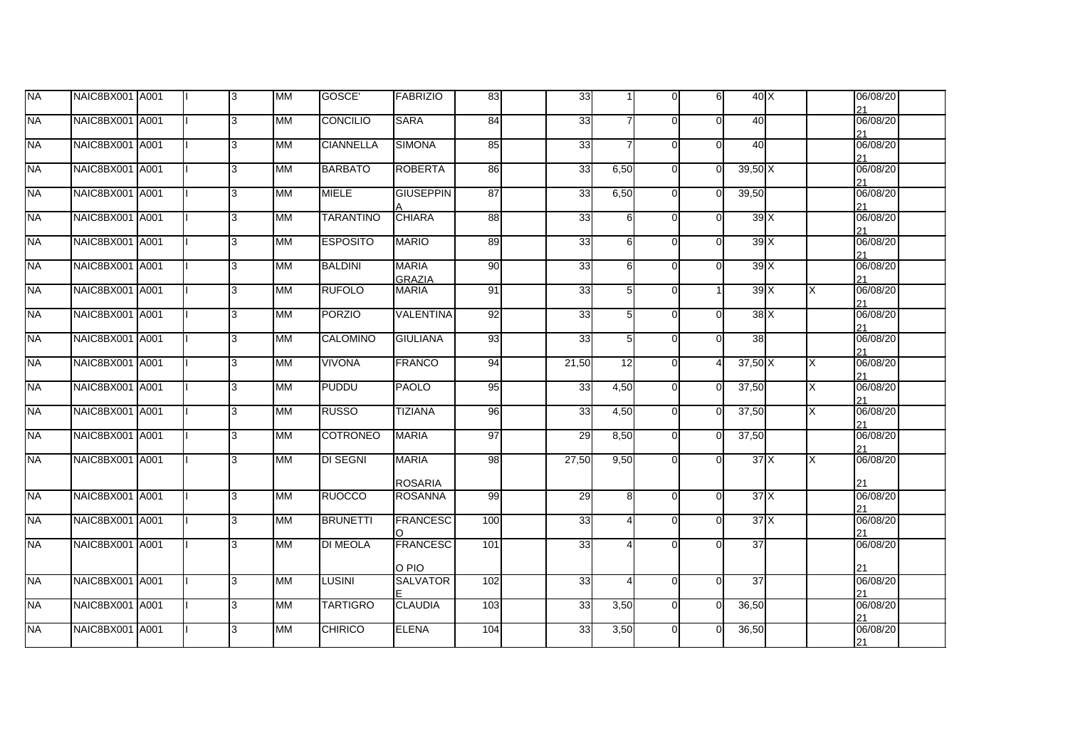| | | | | | | | | | | | | | | | | | | |
|---|---|---|---|---|---|---|---|---|---|---|---|---|---|---|---|---|---|---|
| NA | NAIC8BX001 | A001 | I | 3 | MM | GOSCE' | FABRIZIO | 83 | | 33 | 1 | 0 | 6 | 40 | X | | 06/08/2021 | |
| NA | NAIC8BX001 | A001 | I | 3 | MM | CONCILIO | SARA | 84 | | 33 | 7 | 0 | 0 | 40 | | | 06/08/2021 | |
| NA | NAIC8BX001 | A001 | I | 3 | MM | CIANNELLA | SIMONA | 85 | | 33 | 7 | 0 | 0 | 40 | | | 06/08/2021 | |
| NA | NAIC8BX001 | A001 | I | 3 | MM | BARBATO | ROBERTA | 86 | | 33 | 6,50 | 0 | 0 | 39,50 | X | | 06/08/2021 | |
| NA | NAIC8BX001 | A001 | I | 3 | MM | MIELE | GIUSEPPINA | 87 | | 33 | 6,50 | 0 | 0 | 39,50 | | | 06/08/2021 | |
| NA | NAIC8BX001 | A001 | I | 3 | MM | TARANTINO | CHIARA | 88 | | 33 | 6 | 0 | 0 | 39 | X | | 06/08/2021 | |
| NA | NAIC8BX001 | A001 | I | 3 | MM | ESPOSITO | MARIO | 89 | | 33 | 6 | 0 | 0 | 39 | X | | 06/08/2021 | |
| NA | NAIC8BX001 | A001 | I | 3 | MM | BALDINI | MARIA GRAZIA | 90 | | 33 | 6 | 0 | 0 | 39 | X | | 06/08/2021 | |
| NA | NAIC8BX001 | A001 | I | 3 | MM | RUFOLO | MARIA | 91 | | 33 | 5 | 0 | 1 | 39 | X | X | 06/08/2021 | |
| NA | NAIC8BX001 | A001 | I | 3 | MM | PORZIO | VALENTINA | 92 | | 33 | 5 | 0 | 0 | 38 | X | | 06/08/2021 | |
| NA | NAIC8BX001 | A001 | I | 3 | MM | CALOMINO | GIULIANA | 93 | | 33 | 5 | 0 | 0 | 38 | | | 06/08/2021 | |
| NA | NAIC8BX001 | A001 | I | 3 | MM | VIVONA | FRANCO | 94 | | 21,50 | 12 | 0 | 4 | 37,50 | X | X | 06/08/2021 | |
| NA | NAIC8BX001 | A001 | I | 3 | MM | PUDDU | PAOLO | 95 | | 33 | 4,50 | 0 | 0 | 37,50 | | X | 06/08/2021 | |
| NA | NAIC8BX001 | A001 | I | 3 | MM | RUSSO | TIZIANA | 96 | | 33 | 4,50 | 0 | 0 | 37,50 | | X | 06/08/2021 | |
| NA | NAIC8BX001 | A001 | I | 3 | MM | COTRONEO | MARIA | 97 | | 29 | 8,50 | 0 | 0 | 37,50 | | | 06/08/2021 | |
| NA | NAIC8BX001 | A001 | I | 3 | MM | DI SEGNI | MARIA ROSARIA | 98 | | 27,50 | 9,50 | 0 | 0 | 37 | X | X | 06/08/2021 | |
| NA | NAIC8BX001 | A001 | I | 3 | MM | RUOCCO | ROSANNA | 99 | | 29 | 8 | 0 | 0 | 37 | X | | 06/08/2021 | |
| NA | NAIC8BX001 | A001 | I | 3 | MM | BRUNETTI | FRANCESCO | 100 | | 33 | 4 | 0 | 0 | 37 | X | | 06/08/2021 | |
| NA | NAIC8BX001 | A001 | I | 3 | MM | DI MEOLA | FRANCESCO PIO | 101 | | 33 | 4 | 0 | 0 | 37 | | | 06/08/2021 | |
| NA | NAIC8BX001 | A001 | I | 3 | MM | LUSINI | SALVATORE | 102 | | 33 | 4 | 0 | 0 | 37 | | | 06/08/2021 | |
| NA | NAIC8BX001 | A001 | I | 3 | MM | TARTIGRO | CLAUDIA | 103 | | 33 | 3,50 | 0 | 0 | 36,50 | | | 06/08/2021 | |
| NA | NAIC8BX001 | A001 | I | 3 | MM | CHIRICO | ELENA | 104 | | 33 | 3,50 | 0 | 0 | 36,50 | | | 06/08/2021 | |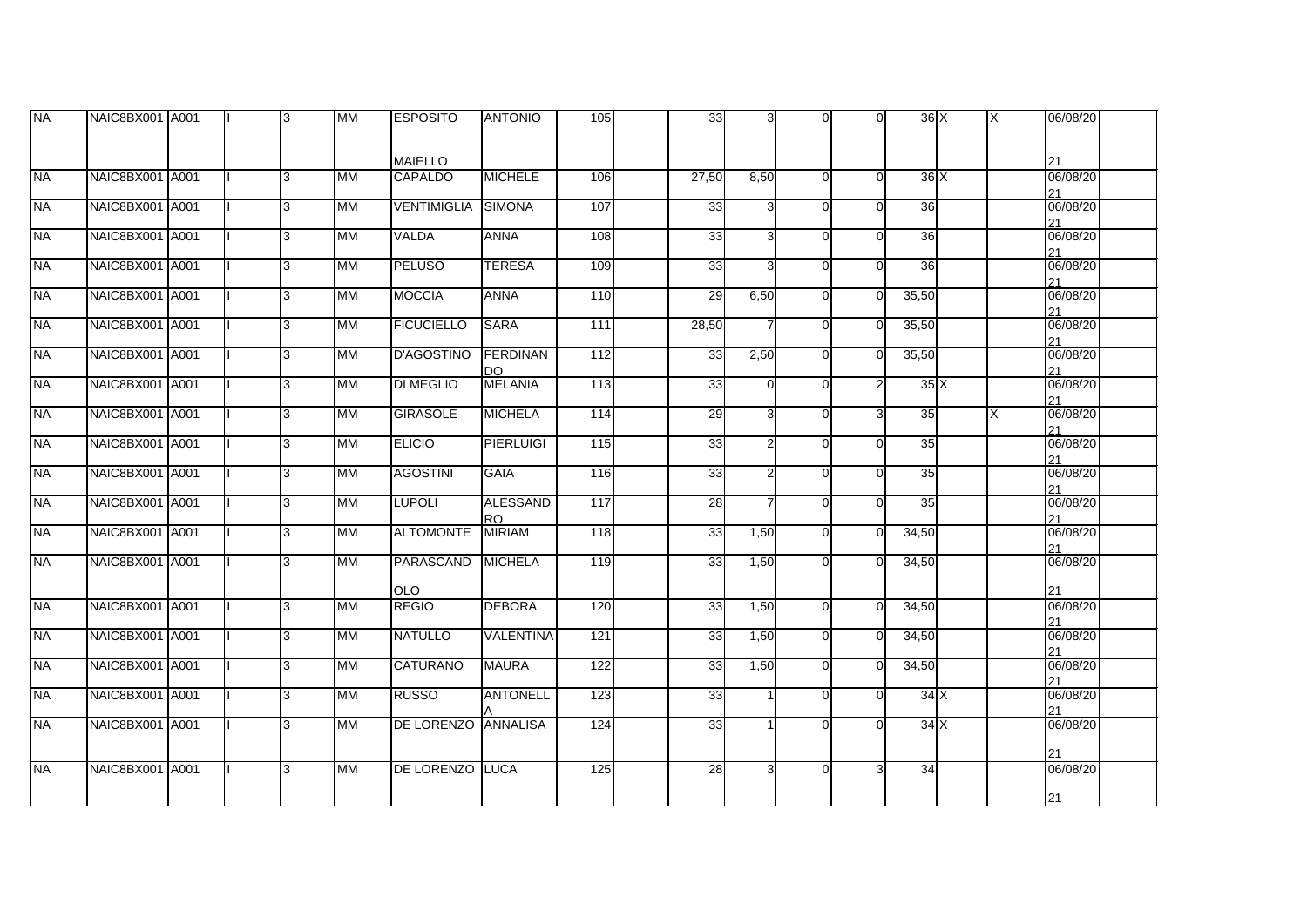| | | | | | | | | | | | | | | | | | | |
|---|---|---|---|---|---|---|---|---|---|---|---|---|---|---|---|---|---|---|
| NA | NAIC8BX001 | A001 | I | 3 | MM | ESPOSITO MAIELLO | ANTONIO | 105 | | 33 | 3 | 0 | 0 | 36 | X | X | 06/08/2021 | |
| NA | NAIC8BX001 | A001 | I | 3 | MM | CAPALDO | MICHELE | 106 | | 27,50 | 8,50 | 0 | 0 | 36 | X | | 06/08/2021 | |
| NA | NAIC8BX001 | A001 | I | 3 | MM | VENTIMIGLIA | SIMONA | 107 | | 33 | 3 | 0 | 0 | 36 | | | 06/08/2021 | |
| NA | NAIC8BX001 | A001 | I | 3 | MM | VALDA | ANNA | 108 | | 33 | 3 | 0 | 0 | 36 | | | 06/08/2021 | |
| NA | NAIC8BX001 | A001 | I | 3 | MM | PELUSO | TERESA | 109 | | 33 | 3 | 0 | 0 | 36 | | | 06/08/2021 | |
| NA | NAIC8BX001 | A001 | I | 3 | MM | MOCCIA | ANNA | 110 | | 29 | 6,50 | 0 | 0 | 35,50 | | | 06/08/2021 | |
| NA | NAIC8BX001 | A001 | I | 3 | MM | FICUCIELLO | SARA | 111 | | 28,50 | 7 | 0 | 0 | 35,50 | | | 06/08/2021 | |
| NA | NAIC8BX001 | A001 | I | 3 | MM | D'AGOSTINO | FERDINANDO | 112 | | 33 | 2,50 | 0 | 0 | 35,50 | | | 06/08/2021 | |
| NA | NAIC8BX001 | A001 | I | 3 | MM | DI MEGLIO | MELANIA | 113 | | 33 | 0 | 0 | 2 | 35 | X | | 06/08/2021 | |
| NA | NAIC8BX001 | A001 | I | 3 | MM | GIRASOLE | MICHELA | 114 | | 29 | 3 | 0 | 3 | 35 | | X | 06/08/2021 | |
| NA | NAIC8BX001 | A001 | I | 3 | MM | ELICIO | PIERLUIGI | 115 | | 33 | 2 | 0 | 0 | 35 | | | 06/08/2021 | |
| NA | NAIC8BX001 | A001 | I | 3 | MM | AGOSTINI | GAIA | 116 | | 33 | 2 | 0 | 0 | 35 | | | 06/08/2021 | |
| NA | NAIC8BX001 | A001 | I | 3 | MM | LUPOLI | ALESSANDRO | 117 | | 28 | 7 | 0 | 0 | 35 | | | 06/08/2021 | |
| NA | NAIC8BX001 | A001 | I | 3 | MM | ALTOMONTE | MIRIAM | 118 | | 33 | 1,50 | 0 | 0 | 34,50 | | | 06/08/2021 | |
| NA | NAIC8BX001 | A001 | I | 3 | MM | PARASCANDOLO | MICHELA | 119 | | 33 | 1,50 | 0 | 0 | 34,50 | | | 06/08/2021 | |
| NA | NAIC8BX001 | A001 | I | 3 | MM | REGIO | DEBORA | 120 | | 33 | 1,50 | 0 | 0 | 34,50 | | | 06/08/2021 | |
| NA | NAIC8BX001 | A001 | I | 3 | MM | NATULLO | VALENTINA | 121 | | 33 | 1,50 | 0 | 0 | 34,50 | | | 06/08/2021 | |
| NA | NAIC8BX001 | A001 | I | 3 | MM | CATURANO | MAURA | 122 | | 33 | 1,50 | 0 | 0 | 34,50 | | | 06/08/2021 | |
| NA | NAIC8BX001 | A001 | I | 3 | MM | RUSSO | ANTONELLA | 123 | | 33 | 1 | 0 | 0 | 34 | X | | 06/08/2021 | |
| NA | NAIC8BX001 | A001 | I | 3 | MM | DE LORENZO | ANNALISA | 124 | | 33 | 1 | 0 | 0 | 34 | X | | 06/08/2021 | |
| NA | NAIC8BX001 | A001 | I | 3 | MM | DE LORENZO | LUCA | 125 | | 28 | 3 | 0 | 3 | 34 | | | 06/08/2021 | |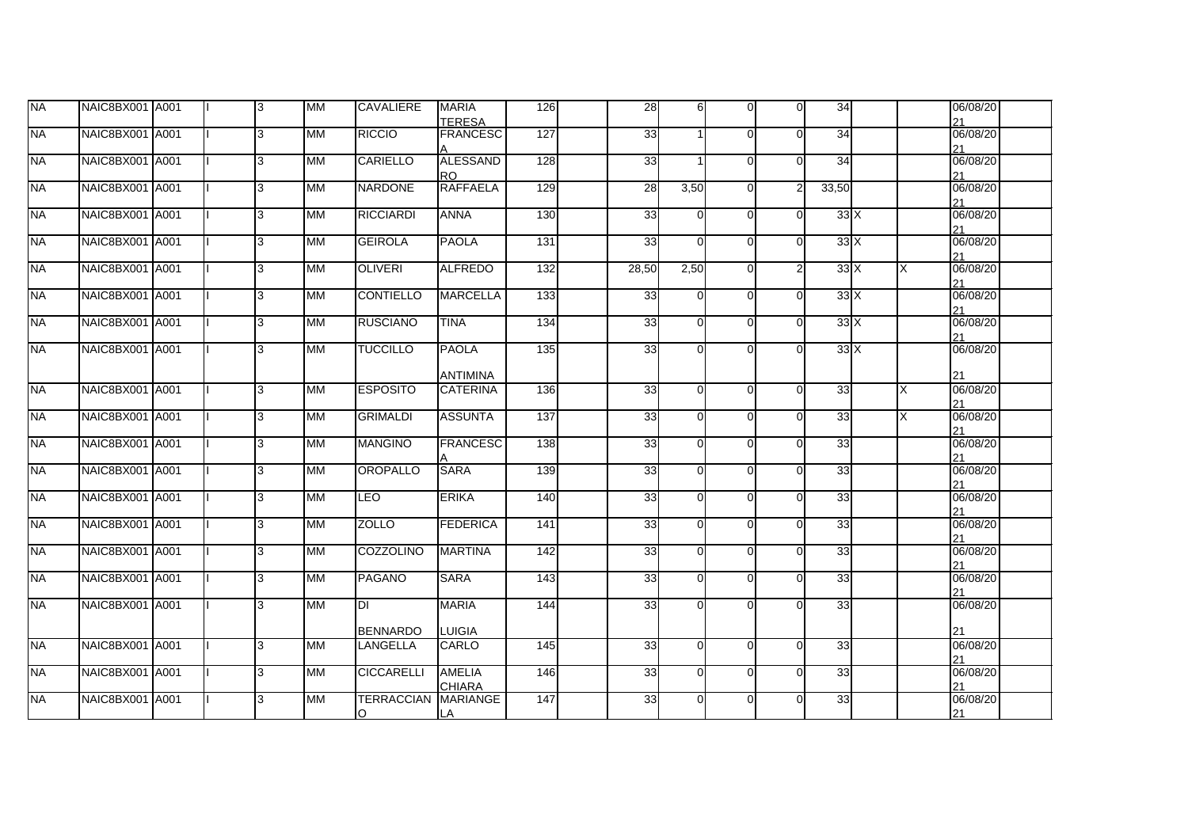| | | | | | | | | | | | | | | | | | | |
|---|---|---|---|---|---|---|---|---|---|---|---|---|---|---|---|---|---|---|
| NA | NAIC8BX001 | A001 | I | 3 | MM | CAVALIERE | MARIA TERESA | 126 | | 28 | 6 | 0 | 0 | 34 | | | 06/08/2021 | |
| NA | NAIC8BX001 | A001 | I | 3 | MM | RICCIO | FRANCESCA | 127 | | 33 | 1 | 0 | 0 | 34 | | | 06/08/2021 | |
| NA | NAIC8BX001 | A001 | I | 3 | MM | CARIELLO | ALESSANDRO | 128 | | 33 | 1 | 0 | 0 | 34 | | | 06/08/2021 | |
| NA | NAIC8BX001 | A001 | I | 3 | MM | NARDONE | RAFFAELA | 129 | | 28 | 3,50 | 0 | 2 | 33,50 | | | 06/08/2021 | |
| NA | NAIC8BX001 | A001 | I | 3 | MM | RICCIARDI | ANNA | 130 | | 33 | 0 | 0 | 0 | 33 | X | | 06/08/2021 | |
| NA | NAIC8BX001 | A001 | I | 3 | MM | GEIROLA | PAOLA | 131 | | 33 | 0 | 0 | 0 | 33 | X | | 06/08/2021 | |
| NA | NAIC8BX001 | A001 | I | 3 | MM | OLIVERI | ALFREDO | 132 | | 28,50 | 2,50 | 0 | 2 | 33 | X | X | 06/08/2021 | |
| NA | NAIC8BX001 | A001 | I | 3 | MM | CONTIELLO | MARCELLA | 133 | | 33 | 0 | 0 | 0 | 33 | X | | 06/08/2021 | |
| NA | NAIC8BX001 | A001 | I | 3 | MM | RUSCIANO | TINA | 134 | | 33 | 0 | 0 | 0 | 33 | X | | 06/08/2021 | |
| NA | NAIC8BX001 | A001 | I | 3 | MM | TUCCILLO | PAOLA ANTIMINA | 135 | | 33 | 0 | 0 | 0 | 33 | X | | 06/08/2021 | |
| NA | NAIC8BX001 | A001 | I | 3 | MM | ESPOSITO | CATERINA | 136 | | 33 | 0 | 0 | 0 | 33 | | X | 06/08/2021 | |
| NA | NAIC8BX001 | A001 | I | 3 | MM | GRIMALDI | ASSUNTA | 137 | | 33 | 0 | 0 | 0 | 33 | | X | 06/08/2021 | |
| NA | NAIC8BX001 | A001 | I | 3 | MM | MANGINO | FRANCESCA | 138 | | 33 | 0 | 0 | 0 | 33 | | | 06/08/2021 | |
| NA | NAIC8BX001 | A001 | I | 3 | MM | OROPALLO | SARA | 139 | | 33 | 0 | 0 | 0 | 33 | | | 06/08/2021 | |
| NA | NAIC8BX001 | A001 | I | 3 | MM | LEO | ERIKA | 140 | | 33 | 0 | 0 | 0 | 33 | | | 06/08/2021 | |
| NA | NAIC8BX001 | A001 | I | 3 | MM | ZOLLO | FEDERICA | 141 | | 33 | 0 | 0 | 0 | 33 | | | 06/08/2021 | |
| NA | NAIC8BX001 | A001 | I | 3 | MM | COZZOLINO | MARTINA | 142 | | 33 | 0 | 0 | 0 | 33 | | | 06/08/2021 | |
| NA | NAIC8BX001 | A001 | I | 3 | MM | PAGANO | SARA | 143 | | 33 | 0 | 0 | 0 | 33 | | | 06/08/2021 | |
| NA | NAIC8BX001 | A001 | I | 3 | MM | DI BENNARDO | MARIA LUIGIA | 144 | | 33 | 0 | 0 | 0 | 33 | | | 06/08/2021 | |
| NA | NAIC8BX001 | A001 | I | 3 | MM | LANGELLA | CARLO | 145 | | 33 | 0 | 0 | 0 | 33 | | | 06/08/2021 | |
| NA | NAIC8BX001 | A001 | I | 3 | MM | CICCARELLI | AMELIA CHIARA | 146 | | 33 | 0 | 0 | 0 | 33 | | | 06/08/2021 | |
| NA | NAIC8BX001 | A001 | I | 3 | MM | TERRACCIANO | MARIANGELA | 147 | | 33 | 0 | 0 | 0 | 33 | | | 06/08/2021 | |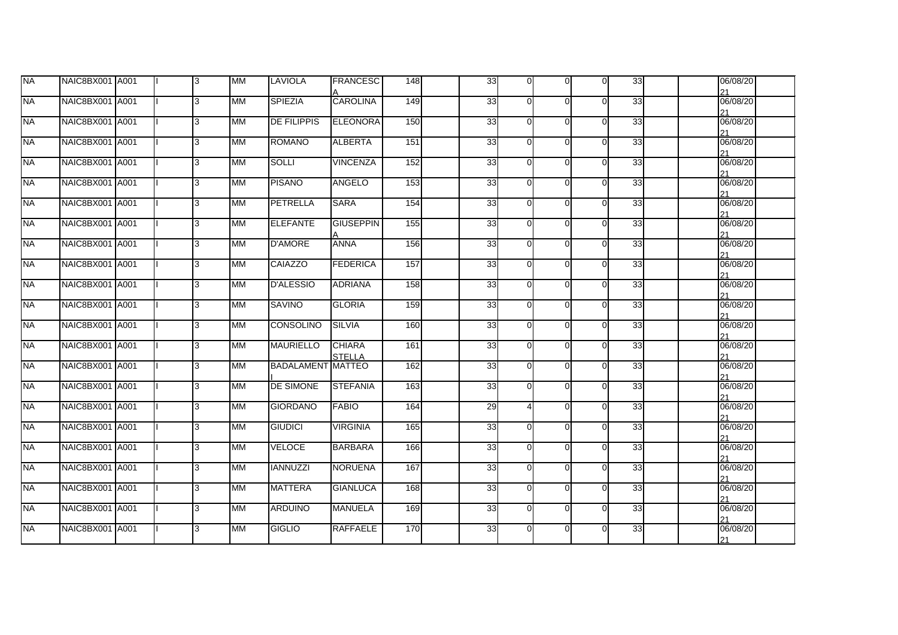| | | | | | | | | | | | | | | | | | | |
|---|---|---|---|---|---|---|---|---|---|---|---|---|---|---|---|---|---|---|
| NA | NAIC8BX001 | A001 | I | 3 | MM | LAVIOLA | FRANCESCA | 148 | | 33 | 0 | 0 | 0 | 33 | | | 06/08/2021 | |
| NA | NAIC8BX001 | A001 | I | 3 | MM | SPIEZIA | CAROLINA | 149 | | 33 | 0 | 0 | 0 | 33 | | | 06/08/2021 | |
| NA | NAIC8BX001 | A001 | I | 3 | MM | DE FILIPPIS | ELEONORA | 150 | | 33 | 0 | 0 | 0 | 33 | | | 06/08/2021 | |
| NA | NAIC8BX001 | A001 | I | 3 | MM | ROMANO | ALBERTA | 151 | | 33 | 0 | 0 | 0 | 33 | | | 06/08/2021 | |
| NA | NAIC8BX001 | A001 | I | 3 | MM | SOLLI | VINCENZA | 152 | | 33 | 0 | 0 | 0 | 33 | | | 06/08/2021 | |
| NA | NAIC8BX001 | A001 | I | 3 | MM | PISANO | ANGELO | 153 | | 33 | 0 | 0 | 0 | 33 | | | 06/08/2021 | |
| NA | NAIC8BX001 | A001 | I | 3 | MM | PETRELLA | SARA | 154 | | 33 | 0 | 0 | 0 | 33 | | | 06/08/2021 | |
| NA | NAIC8BX001 | A001 | I | 3 | MM | ELEFANTE | GIUSEPPINA | 155 | | 33 | 0 | 0 | 0 | 33 | | | 06/08/2021 | |
| NA | NAIC8BX001 | A001 | I | 3 | MM | D'AMORE | ANNA | 156 | | 33 | 0 | 0 | 0 | 33 | | | 06/08/2021 | |
| NA | NAIC8BX001 | A001 | I | 3 | MM | CAIAZZO | FEDERICA | 157 | | 33 | 0 | 0 | 0 | 33 | | | 06/08/2021 | |
| NA | NAIC8BX001 | A001 | I | 3 | MM | D'ALESSIO | ADRIANA | 158 | | 33 | 0 | 0 | 0 | 33 | | | 06/08/2021 | |
| NA | NAIC8BX001 | A001 | I | 3 | MM | SAVINO | GLORIA | 159 | | 33 | 0 | 0 | 0 | 33 | | | 06/08/2021 | |
| NA | NAIC8BX001 | A001 | I | 3 | MM | CONSOLINO | SILVIA | 160 | | 33 | 0 | 0 | 0 | 33 | | | 06/08/2021 | |
| NA | NAIC8BX001 | A001 | I | 3 | MM | MAURIELLO | CHIARA STELLA | 161 | | 33 | 0 | 0 | 0 | 33 | | | 06/08/2021 | |
| NA | NAIC8BX001 | A001 | I | 3 | MM | BADALAMENTI | MATTEO | 162 | | 33 | 0 | 0 | 0 | 33 | | | 06/08/2021 | |
| NA | NAIC8BX001 | A001 | I | 3 | MM | DE SIMONE | STEFANIA | 163 | | 33 | 0 | 0 | 0 | 33 | | | 06/08/2021 | |
| NA | NAIC8BX001 | A001 | I | 3 | MM | GIORDANO | FABIO | 164 | | 29 | 4 | 0 | 0 | 33 | | | 06/08/2021 | |
| NA | NAIC8BX001 | A001 | I | 3 | MM | GIUDICI | VIRGINIA | 165 | | 33 | 0 | 0 | 0 | 33 | | | 06/08/2021 | |
| NA | NAIC8BX001 | A001 | I | 3 | MM | VELOCE | BARBARA | 166 | | 33 | 0 | 0 | 0 | 33 | | | 06/08/2021 | |
| NA | NAIC8BX001 | A001 | I | 3 | MM | IANNUZZI | NORUENA | 167 | | 33 | 0 | 0 | 0 | 33 | | | 06/08/2021 | |
| NA | NAIC8BX001 | A001 | I | 3 | MM | MATTERA | GIANLUCA | 168 | | 33 | 0 | 0 | 0 | 33 | | | 06/08/2021 | |
| NA | NAIC8BX001 | A001 | I | 3 | MM | ARDUINO | MANUELA | 169 | | 33 | 0 | 0 | 0 | 33 | | | 06/08/2021 | |
| NA | NAIC8BX001 | A001 | I | 3 | MM | GIGLIO | RAFFAELE | 170 | | 33 | 0 | 0 | 0 | 33 | | | 06/08/2021 | |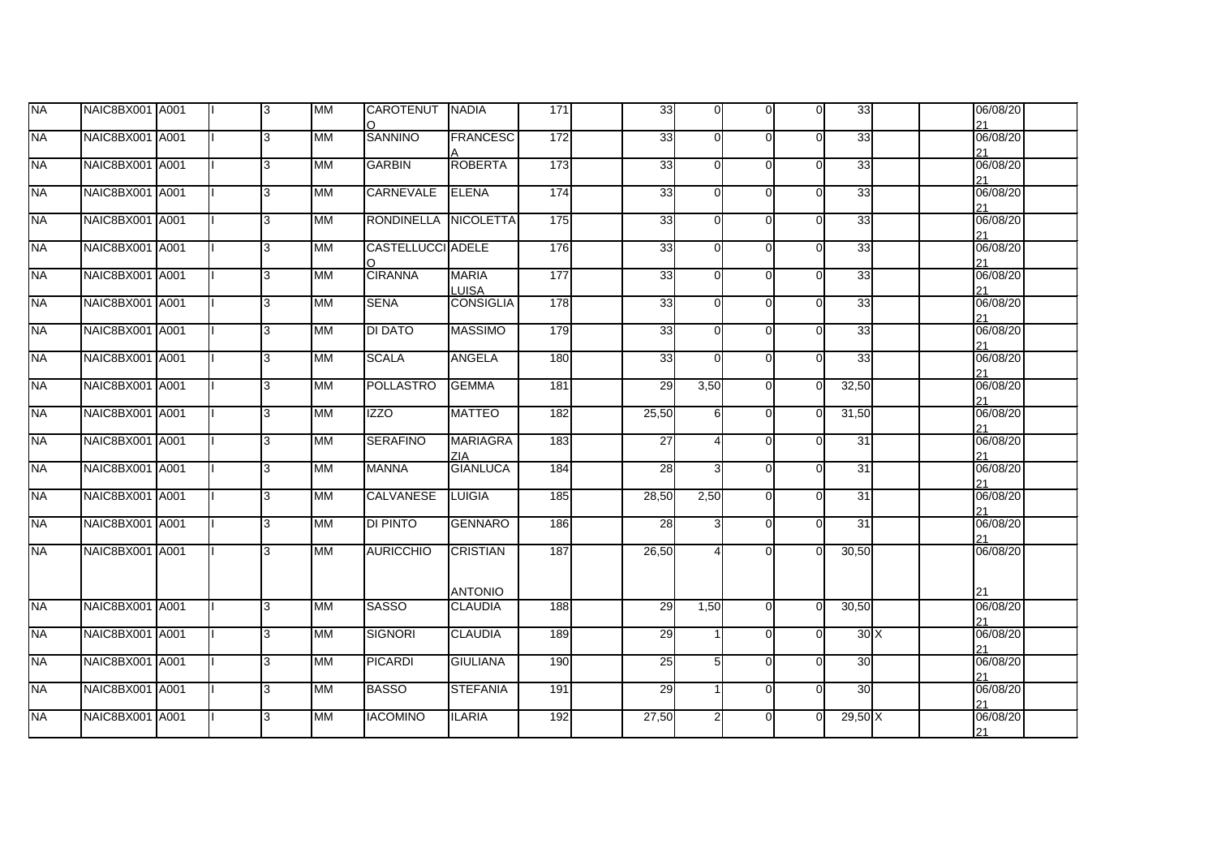| | | | | | | | | | | | | | | | | | | |
|---|---|---|---|---|---|---|---|---|---|---|---|---|---|---|---|---|---|---|
| NA | NAIC8BX001 | A001 | I | 3 | MM | CAROTENUTO | NADIA | 171 | | 33 | 0 | 0 | 0 | 33 | | | 06/08/2021 | |
| NA | NAIC8BX001 | A001 | I | 3 | MM | SANNINO | FRANCESCA | 172 | | 33 | 0 | 0 | 0 | 33 | | | 06/08/2021 | |
| NA | NAIC8BX001 | A001 | I | 3 | MM | GARBIN | ROBERTA | 173 | | 33 | 0 | 0 | 0 | 33 | | | 06/08/2021 | |
| NA | NAIC8BX001 | A001 | I | 3 | MM | CARNEVALE | ELENA | 174 | | 33 | 0 | 0 | 0 | 33 | | | 06/08/2021 | |
| NA | NAIC8BX001 | A001 | I | 3 | MM | RONDINELLA | NICOLETTA | 175 | | 33 | 0 | 0 | 0 | 33 | | | 06/08/2021 | |
| NA | NAIC8BX001 | A001 | I | 3 | MM | CASTELLUCCIO | ADELE | 176 | | 33 | 0 | 0 | 0 | 33 | | | 06/08/2021 | |
| NA | NAIC8BX001 | A001 | I | 3 | MM | CIRANNA | MARIA LUISA | 177 | | 33 | 0 | 0 | 0 | 33 | | | 06/08/2021 | |
| NA | NAIC8BX001 | A001 | I | 3 | MM | SENA | CONSIGLIA | 178 | | 33 | 0 | 0 | 0 | 33 | | | 06/08/2021 | |
| NA | NAIC8BX001 | A001 | I | 3 | MM | DI DATO | MASSIMO | 179 | | 33 | 0 | 0 | 0 | 33 | | | 06/08/2021 | |
| NA | NAIC8BX001 | A001 | I | 3 | MM | SCALA | ANGELA | 180 | | 33 | 0 | 0 | 0 | 33 | | | 06/08/2021 | |
| NA | NAIC8BX001 | A001 | I | 3 | MM | POLLASTRO | GEMMA | 181 | | 29 | 3,50 | 0 | 0 | 32,50 | | | 06/08/2021 | |
| NA | NAIC8BX001 | A001 | I | 3 | MM | IZZO | MATTEO | 182 | | 25,50 | 6 | 0 | 0 | 31,50 | | | 06/08/2021 | |
| NA | NAIC8BX001 | A001 | I | 3 | MM | SERAFINO | MARIAGRAZIA | 183 | | 27 | 4 | 0 | 0 | 31 | | | 06/08/2021 | |
| NA | NAIC8BX001 | A001 | I | 3 | MM | MANNA | GIANLUCA | 184 | | 28 | 3 | 0 | 0 | 31 | | | 06/08/2021 | |
| NA | NAIC8BX001 | A001 | I | 3 | MM | CALVANESE | LUIGIA | 185 | | 28,50 | 2,50 | 0 | 0 | 31 | | | 06/08/2021 | |
| NA | NAIC8BX001 | A001 | I | 3 | MM | DI PINTO | GENNARO | 186 | | 28 | 3 | 0 | 0 | 31 | | | 06/08/2021 | |
| NA | NAIC8BX001 | A001 | I | 3 | MM | AURICCHIO | CRISTIAN ANTONIO | 187 | | 26,50 | 4 | 0 | 0 | 30,50 | | | 06/08/2021 | |
| NA | NAIC8BX001 | A001 | I | 3 | MM | SASSO | CLAUDIA | 188 | | 29 | 1,50 | 0 | 0 | 30,50 | | | 06/08/2021 | |
| NA | NAIC8BX001 | A001 | I | 3 | MM | SIGNORI | CLAUDIA | 189 | | 29 | 1 | 0 | 0 | 30 | X | | 06/08/2021 | |
| NA | NAIC8BX001 | A001 | I | 3 | MM | PICARDI | GIULIANA | 190 | | 25 | 5 | 0 | 0 | 30 | | | 06/08/2021 | |
| NA | NAIC8BX001 | A001 | I | 3 | MM | BASSO | STEFANIA | 191 | | 29 | 1 | 0 | 0 | 30 | | | 06/08/2021 | |
| NA | NAIC8BX001 | A001 | I | 3 | MM | IACOMINO | ILARIA | 192 | | 27,50 | 2 | 0 | 0 | 29,50 | X | | 06/08/2021 | |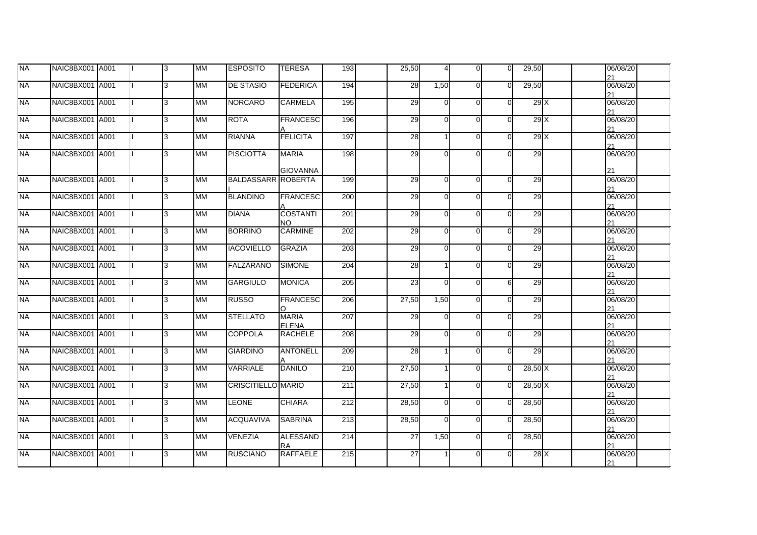| NA | NAIC8BX001 | A001 | I | 3 | MM | ESPOSITO | TERESA | 193 | | 25,50 | 4 | 0 | 0 | 29,50 | | | 06/08/2021 | |
|---|---|---|---|---|---|---|---|---|---|---|---|---|---|---|---|---|---|---|
| NA | NAIC8BX001 | A001 | I | 3 | MM | DE STASIO | FEDERICA | 194 | | 28 | 1,50 | 0 | 0 | 29,50 | | | 06/08/2021 | |
| NA | NAIC8BX001 | A001 | I | 3 | MM | NORCARO | CARMELA | 195 | | 29 | 0 | 0 | 0 | 29 | X | | 06/08/2021 | |
| NA | NAIC8BX001 | A001 | I | 3 | MM | ROTA | FRANCESCA | 196 | | 29 | 0 | 0 | 0 | 29 | X | | 06/08/2021 | |
| NA | NAIC8BX001 | A001 | I | 3 | MM | RIANNA | FELICITA | 197 | | 28 | 1 | 0 | 0 | 29 | X | | 06/08/2021 | |
| NA | NAIC8BX001 | A001 | I | 3 | MM | PISCIOTTA | MARIA GIOVANNA | 198 | | 29 | 0 | 0 | 0 | 29 | | | 06/08/2021 | |
| NA | NAIC8BX001 | A001 | I | 3 | MM | BALDASSARRI | ROBERTA | 199 | | 29 | 0 | 0 | 0 | 29 | | | 06/08/2021 | |
| NA | NAIC8BX001 | A001 | I | 3 | MM | BLANDINO | FRANCESCA | 200 | | 29 | 0 | 0 | 0 | 29 | | | 06/08/2021 | |
| NA | NAIC8BX001 | A001 | I | 3 | MM | DIANA | COSTANTINO | 201 | | 29 | 0 | 0 | 0 | 29 | | | 06/08/2021 | |
| NA | NAIC8BX001 | A001 | I | 3 | MM | BORRINO | CARMINE | 202 | | 29 | 0 | 0 | 0 | 29 | | | 06/08/2021 | |
| NA | NAIC8BX001 | A001 | I | 3 | MM | IACOVIELLO | GRAZIA | 203 | | 29 | 0 | 0 | 0 | 29 | | | 06/08/2021 | |
| NA | NAIC8BX001 | A001 | I | 3 | MM | FALZARANO | SIMONE | 204 | | 28 | 1 | 0 | 0 | 29 | | | 06/08/2021 | |
| NA | NAIC8BX001 | A001 | I | 3 | MM | GARGIULO | MONICA | 205 | | 23 | 0 | 0 | 6 | 29 | | | 06/08/2021 | |
| NA | NAIC8BX001 | A001 | I | 3 | MM | RUSSO | FRANCESCO | 206 | | 27,50 | 1,50 | 0 | 0 | 29 | | | 06/08/2021 | |
| NA | NAIC8BX001 | A001 | I | 3 | MM | STELLATO | MARIA ELENA | 207 | | 29 | 0 | 0 | 0 | 29 | | | 06/08/2021 | |
| NA | NAIC8BX001 | A001 | I | 3 | MM | COPPOLA | RACHELE | 208 | | 29 | 0 | 0 | 0 | 29 | | | 06/08/2021 | |
| NA | NAIC8BX001 | A001 | I | 3 | MM | GIARDINO | ANTONELLA | 209 | | 28 | 1 | 0 | 0 | 29 | | | 06/08/2021 | |
| NA | NAIC8BX001 | A001 | I | 3 | MM | VARRIALE | DANILO | 210 | | 27,50 | 1 | 0 | 0 | 28,50 | X | | 06/08/2021 | |
| NA | NAIC8BX001 | A001 | I | 3 | MM | CRISCITIELLO | MARIO | 211 | | 27,50 | 1 | 0 | 0 | 28,50 | X | | 06/08/2021 | |
| NA | NAIC8BX001 | A001 | I | 3 | MM | LEONE | CHIARA | 212 | | 28,50 | 0 | 0 | 0 | 28,50 | | | 06/08/2021 | |
| NA | NAIC8BX001 | A001 | I | 3 | MM | ACQUAVIVA | SABRINA | 213 | | 28,50 | 0 | 0 | 0 | 28,50 | | | 06/08/2021 | |
| NA | NAIC8BX001 | A001 | I | 3 | MM | VENEZIA | ALESSANDRA | 214 | | 27 | 1,50 | 0 | 0 | 28,50 | | | 06/08/2021 | |
| NA | NAIC8BX001 | A001 | I | 3 | MM | RUSCIANO | RAFFAELE | 215 | | 27 | 1 | 0 | 0 | 28 | X | | 06/08/2021 | |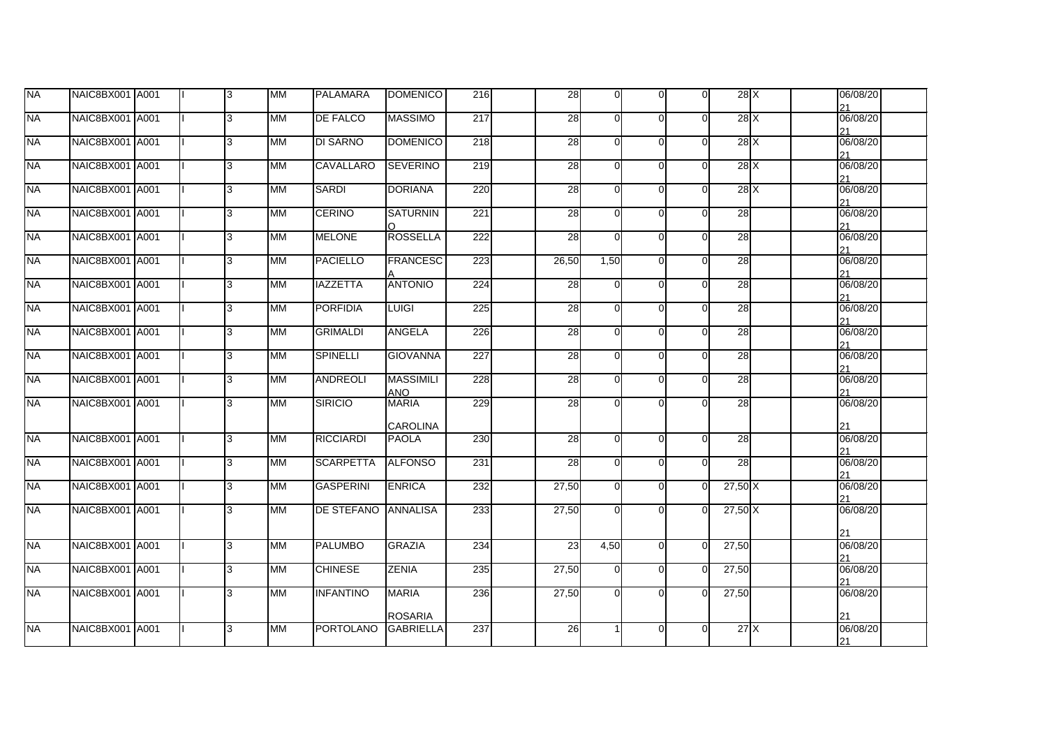| | | | | | | | | | | | | | | | | | | |
|---|---|---|---|---|---|---|---|---|---|---|---|---|---|---|---|---|---|---|
| NA | NAIC8BX001 | A001 | I | 3 | MM | PALAMARA | DOMENICO | 216 | | 28 | 0 | 0 | 0 | 28 | X | | 06/08/2021 | |
| NA | NAIC8BX001 | A001 | I | 3 | MM | DE FALCO | MASSIMO | 217 | | 28 | 0 | 0 | 0 | 28 | X | | 06/08/2021 | |
| NA | NAIC8BX001 | A001 | I | 3 | MM | DI SARNO | DOMENICO | 218 | | 28 | 0 | 0 | 0 | 28 | X | | 06/08/2021 | |
| NA | NAIC8BX001 | A001 | I | 3 | MM | CAVALLARO | SEVERINO | 219 | | 28 | 0 | 0 | 0 | 28 | X | | 06/08/2021 | |
| NA | NAIC8BX001 | A001 | I | 3 | MM | SARDI | DORIANA | 220 | | 28 | 0 | 0 | 0 | 28 | X | | 06/08/2021 | |
| NA | NAIC8BX001 | A001 | I | 3 | MM | CERINO | SATURNINO | 221 | | 28 | 0 | 0 | 0 | 28 | | | 06/08/2021 | |
| NA | NAIC8BX001 | A001 | I | 3 | MM | MELONE | ROSSELLA | 222 | | 28 | 0 | 0 | 0 | 28 | | | 06/08/2021 | |
| NA | NAIC8BX001 | A001 | I | 3 | MM | PACIELLO | FRANCESCA | 223 | | 26,50 | 1,50 | 0 | 0 | 28 | | | 06/08/2021 | |
| NA | NAIC8BX001 | A001 | I | 3 | MM | IAZZETTA | ANTONIO | 224 | | 28 | 0 | 0 | 0 | 28 | | | 06/08/2021 | |
| NA | NAIC8BX001 | A001 | I | 3 | MM | PORFIDIA | LUIGI | 225 | | 28 | 0 | 0 | 0 | 28 | | | 06/08/2021 | |
| NA | NAIC8BX001 | A001 | I | 3 | MM | GRIMALDI | ANGELA | 226 | | 28 | 0 | 0 | 0 | 28 | | | 06/08/2021 | |
| NA | NAIC8BX001 | A001 | I | 3 | MM | SPINELLI | GIOVANNA | 227 | | 28 | 0 | 0 | 0 | 28 | | | 06/08/2021 | |
| NA | NAIC8BX001 | A001 | I | 3 | MM | ANDREOLI | MASSIMILIANO | 228 | | 28 | 0 | 0 | 0 | 28 | | | 06/08/2021 | |
| NA | NAIC8BX001 | A001 | I | 3 | MM | SIRICIO | MARIA CAROLINA | 229 | | 28 | 0 | 0 | 0 | 28 | | | 06/08/2021 | |
| NA | NAIC8BX001 | A001 | I | 3 | MM | RICCIARDI | PAOLA | 230 | | 28 | 0 | 0 | 0 | 28 | | | 06/08/2021 | |
| NA | NAIC8BX001 | A001 | I | 3 | MM | SCARPETTA | ALFONSO | 231 | | 28 | 0 | 0 | 0 | 28 | | | 06/08/2021 | |
| NA | NAIC8BX001 | A001 | I | 3 | MM | GASPERINI | ENRICA | 232 | | 27,50 | 0 | 0 | 0 | 27,50 | X | | 06/08/2021 | |
| NA | NAIC8BX001 | A001 | I | 3 | MM | DE STEFANO | ANNALISA | 233 | | 27,50 | 0 | 0 | 0 | 27,50 | X | | 06/08/2021 | |
| NA | NAIC8BX001 | A001 | I | 3 | MM | PALUMBO | GRAZIA | 234 | | 23 | 4,50 | 0 | 0 | 27,50 | | | 06/08/2021 | |
| NA | NAIC8BX001 | A001 | I | 3 | MM | CHINESE | ZENIA | 235 | | 27,50 | 0 | 0 | 0 | 27,50 | | | 06/08/2021 | |
| NA | NAIC8BX001 | A001 | I | 3 | MM | INFANTINO | MARIA ROSARIA | 236 | | 27,50 | 0 | 0 | 0 | 27,50 | | | 06/08/2021 | |
| NA | NAIC8BX001 | A001 | I | 3 | MM | PORTOLANO | GABRIELLA | 237 | | 26 | 1 | 0 | 0 | 27 | X | | 06/08/2021 | |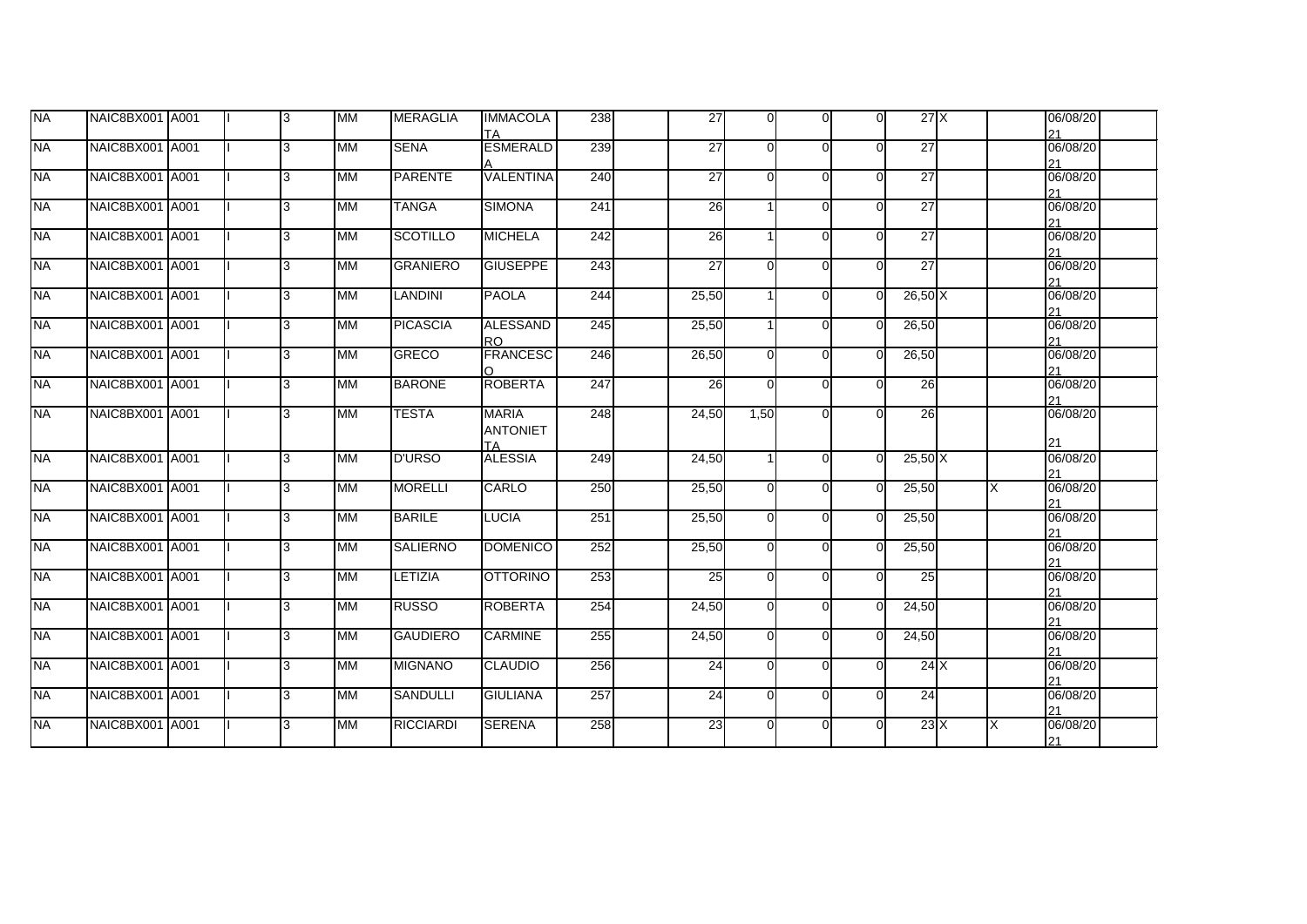| | | | | | | | | | | | | | | | | | | |
|---|---|---|---|---|---|---|---|---|---|---|---|---|---|---|---|---|---|---|
| NA | NAIC8BX001 | A001 | I | 3 | MM | MERAGLIA | IMMACOLATA | 238 | | 27 | 0 | 0 | 0 | 27 | X | | 06/08/2021 | |
| NA | NAIC8BX001 | A001 | I | 3 | MM | SENA | ESMERALDA | 239 | | 27 | 0 | 0 | 0 | 27 | | | 06/08/2021 | |
| NA | NAIC8BX001 | A001 | I | 3 | MM | PARENTE | VALENTINA | 240 | | 27 | 0 | 0 | 0 | 27 | | | 06/08/2021 | |
| NA | NAIC8BX001 | A001 | I | 3 | MM | TANGA | SIMONA | 241 | | 26 | 1 | 0 | 0 | 27 | | | 06/08/2021 | |
| NA | NAIC8BX001 | A001 | I | 3 | MM | SCOTILLO | MICHELA | 242 | | 26 | 1 | 0 | 0 | 27 | | | 06/08/2021 | |
| NA | NAIC8BX001 | A001 | I | 3 | MM | GRANIERO | GIUSEPPE | 243 | | 27 | 0 | 0 | 0 | 27 | | | 06/08/2021 | |
| NA | NAIC8BX001 | A001 | I | 3 | MM | LANDINI | PAOLA | 244 | | 25,50 | 1 | 0 | 0 | 26,50 | X | | 06/08/2021 | |
| NA | NAIC8BX001 | A001 | I | 3 | MM | PICASCIA | ALESSANDRO | 245 | | 25,50 | 1 | 0 | 0 | 26,50 | | | 06/08/2021 | |
| NA | NAIC8BX001 | A001 | I | 3 | MM | GRECO | FRANCESCO | 246 | | 26,50 | 0 | 0 | 0 | 26,50 | | | 06/08/2021 | |
| NA | NAIC8BX001 | A001 | I | 3 | MM | BARONE | ROBERTA | 247 | | 26 | 0 | 0 | 0 | 26 | | | 06/08/2021 | |
| NA | NAIC8BX001 | A001 | I | 3 | MM | TESTA | MARIA ANTONIETTA | 248 | | 24,50 | 1,50 | 0 | 0 | 26 | | | 06/08/2021 | |
| NA | NAIC8BX001 | A001 | I | 3 | MM | D'URSO | ALESSIA | 249 | | 24,50 | 1 | 0 | 0 | 25,50 | X | | 06/08/2021 | |
| NA | NAIC8BX001 | A001 | I | 3 | MM | MORELLI | CARLO | 250 | | 25,50 | 0 | 0 | 0 | 25,50 | | X | 06/08/2021 | |
| NA | NAIC8BX001 | A001 | I | 3 | MM | BARILE | LUCIA | 251 | | 25,50 | 0 | 0 | 0 | 25,50 | | | 06/08/2021 | |
| NA | NAIC8BX001 | A001 | I | 3 | MM | SALIERNO | DOMENICO | 252 | | 25,50 | 0 | 0 | 0 | 25,50 | | | 06/08/2021 | |
| NA | NAIC8BX001 | A001 | I | 3 | MM | LETIZIA | OTTORINO | 253 | | 25 | 0 | 0 | 0 | 25 | | | 06/08/2021 | |
| NA | NAIC8BX001 | A001 | I | 3 | MM | RUSSO | ROBERTA | 254 | | 24,50 | 0 | 0 | 0 | 24,50 | | | 06/08/2021 | |
| NA | NAIC8BX001 | A001 | I | 3 | MM | GAUDIERO | CARMINE | 255 | | 24,50 | 0 | 0 | 0 | 24,50 | | | 06/08/2021 | |
| NA | NAIC8BX001 | A001 | I | 3 | MM | MIGNANO | CLAUDIO | 256 | | 24 | 0 | 0 | 0 | 24 | X | | 06/08/2021 | |
| NA | NAIC8BX001 | A001 | I | 3 | MM | SANDULLI | GIULIANA | 257 | | 24 | 0 | 0 | 0 | 24 | | | 06/08/2021 | |
| NA | NAIC8BX001 | A001 | I | 3 | MM | RICCIARDI | SERENA | 258 | | 23 | 0 | 0 | 0 | 23 | X | X | 06/08/2021 | |